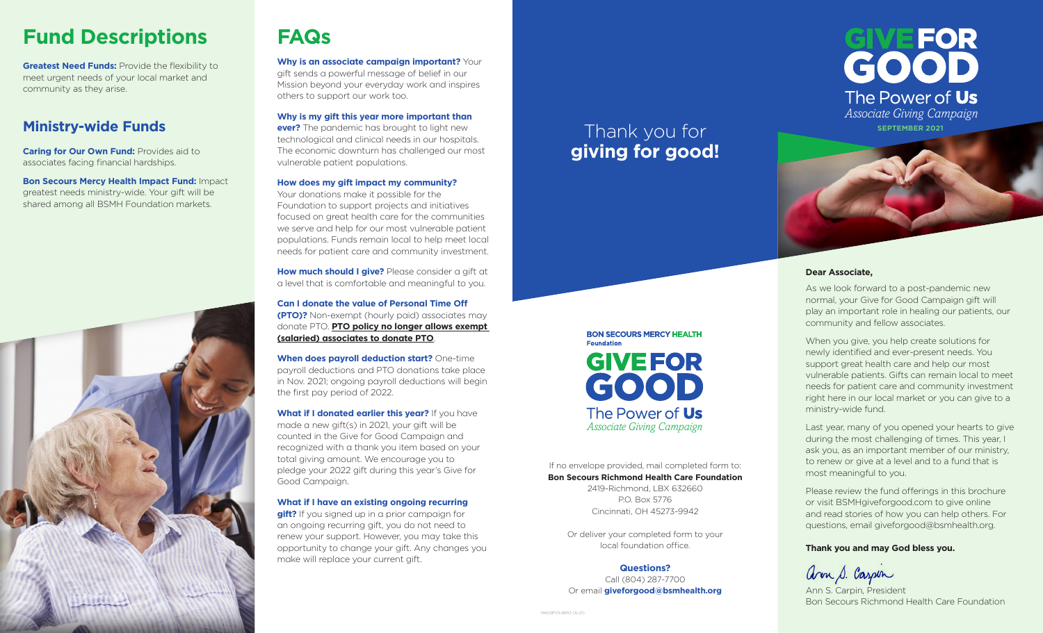# Fund Descriptions

**Greatest Need Funds:** Provide the flexibility to meet urgent needs of your local market and community as they arise.

## Ministry-wide Funds

**Caring for Our Own Fund:** Provides aid to associates facing financial hardships.

**Bon Secours Mercy Health Impact Fund:** Impact greatest needs ministry-wide. Your gift will be shared among all BSMH Foundation markets.

# FAQs

**Why is an associate campaign important?** Your gift sends a powerful message of belief in our Mission beyond your everyday work and inspires others to support our work too.

**Why is my gift this year more important than ever?** The pandemic has brought to light new technological and clinical needs in our hospitals. The economic downturn has challenged our most vulnerable patient populations.

**How does my gift impact my community?** Your donations make it possible for the Foundation to support projects and initiatives focused on great health care for the communities we serve and help for our most vulnerable patient populations. Funds remain local to help meet local needs for patient care and community investment.

**How much should I give?** Please consider a gift at a level that is comfortable and meaningful to you.

**Can I donate the value of Personal Time Off (PTO)?** Non-exempt (hourly paid) associates may donate PTO. **PTO policy no longer allows exempt (salaried) associates to donate PTO**.

**When does payroll deduction start?** One-time payroll deductions and PTO donations take place in Nov. 2021; ongoing payroll deductions will begin the first pay period of 2022.

**What if I donated earlier this year?** If you have made a new gift(s) in 2021, your gift will be counted in the Give for Good Campaign and recognized with a thank you item based on your total giving amount. We encourage you to pledge your 2022 gift during this year's Give for Good Campaign.

**What if I have an existing ongoing recurring gift?** If you signed up in a prior campaign for an ongoing recurring gift, you do not need to renew your support. However, you may take this opportunity to change your gift. Any changes you make will replace your current gift.

Thank you for
**giving for good!**

BON SECOURS MERCY HEALTH
Foundation

GIVE FOR GOOD
The Power of Us
*Associate Giving Campaign*

If no envelope provided, mail completed form to:
**Bon Secours Richmond Health Care Foundation**
2419-Richmond, LBX 632660
P.O. Box 5776
Cincinnati, OH 45273-9942

Or deliver your completed form to your local foundation office.

**Questions?**
Call (804) 287-7700
Or email **giveforgood@bsmhealth.org**

14609FOUBRO (8-21)

# GIVE FOR GOOD
The Power of **Us**
*Associate Giving Campaign*
**SEPTEMBER 2021**

**Dear Associate,**

As we look forward to a post-pandemic new normal, your Give for Good Campaign gift will play an important role in healing our patients, our community and fellow associates.

When you give, you help create solutions for newly identified and ever-present needs. You support great health care and help our most vulnerable patients. Gifts can remain local to meet needs for patient care and community investment right here in our local market or you can give to a ministry-wide fund.

Last year, many of you opened your hearts to give during the most challenging of times. This year, I ask you, as an important member of our ministry, to renew or give at a level and to a fund that is most meaningful to you.

Please review the fund offerings in this brochure or visit BSMHgiveforgood.com to give online and read stories of how you can help others. For questions, email giveforgood@bsmhealth.org.

**Thank you and may God bless you.**

Ann S. Carpin

Ann S. Carpin, President
Bon Secours Richmond Health Care Foundation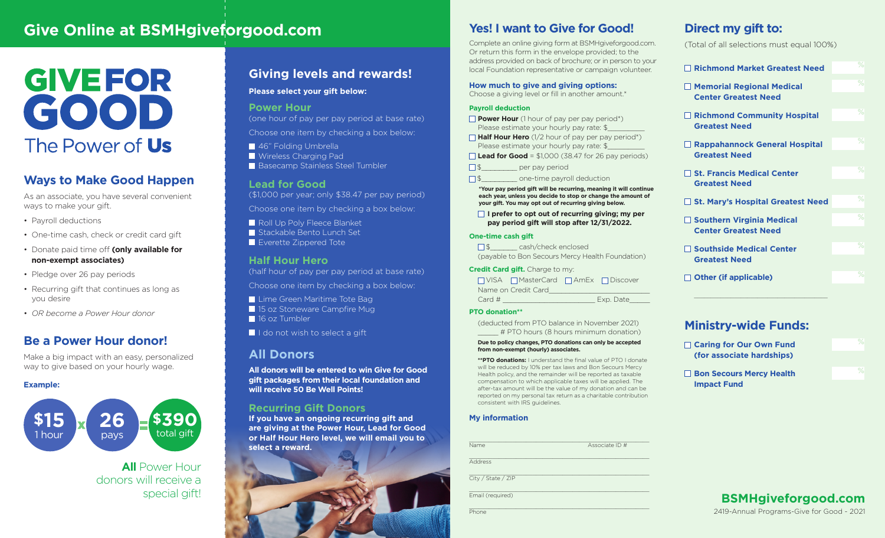# Give Online at BSMHgiveforgood.com

# GIVE FOR GOOD

The Power of **Us**

## Ways to Make Good Happen

As an associate, you have several convenient ways to make your gift.

- Payroll deductions
- One-time cash, check or credit card gift
- Donate paid time off **(only available for non-exempt associates)**
- Pledge over 26 pay periods
- Recurring gift that continues as long as you desire
- *OR become a Power Hour donor*

## Be a Power Hour donor!

Make a big impact with an easy, personalized way to give based on your hourly wage.

**Example:**

$15 1 hour x 26 pays = $390 total gift

**All** Power Hour donors will receive a special gift!

## Giving levels and rewards!

**Please select your gift below:**

### Power Hour

(one hour of pay per pay period at base rate)

Choose one item by checking a box below:

- ☐ 46" Folding Umbrella
- ☐ Wireless Charging Pad
- ☐ Basecamp Stainless Steel Tumbler

### Lead for Good

($1,000 per year; only $38.47 per pay period)

Choose one item by checking a box below:

- ☐ Roll Up Poly Fleece Blanket
- ☐ Stackable Bento Lunch Set
- ☐ Everette Zippered Tote

### Half Hour Hero

(half hour of pay per pay period at base rate)

Choose one item by checking a box below:

- ☐ Lime Green Maritime Tote Bag
- ☐ 15 oz Stoneware Campfire Mug
- ☐ 16 oz Tumbler

☐ I do not wish to select a gift

## All Donors

**All donors will be entered to win Give for Good gift packages from their local foundation and will receive 50 Be Well Points!**

### Recurring Gift Donors

**If you have an ongoing recurring gift and are giving at the Power Hour, Lead for Good or Half Hour Hero level, we will email you to select a reward.**

## Yes! I want to Give for Good!

Complete an online giving form at BSMHgiveforgood.com. Or return this form in the envelope provided; to the address provided on back of brochure; or in person to your local Foundation representative or campaign volunteer.

**How much to give and giving options:**
Choose a giving level or fill in another amount.*

**Payroll deduction**

- ☐ **Power Hour** (1 hour of pay per pay period*)
  Please estimate your hourly pay rate: $__________
- ☐ **Half Hour Hero** (1/2 hour of pay per pay period*)
  Please estimate your hourly pay rate: $__________
- ☐ **Lead for Good** = $1,000 (38.47 for 26 pay periods)
- ☐ $_________ per pay period
- ☐ $_________ one-time payroll deduction

**\*Your pay period gift will be recurring, meaning it will continue each year, unless you decide to stop or change the amount of your gift. You may opt out of recurring giving below.**

☐ **I prefer to opt out of recurring giving; my per pay period gift will stop after 12/31/2022.**

**One-time cash gift**

☐ $_______ cash/check enclosed
(payable to Bon Secours Mercy Health Foundation)

**Credit Card gift.** Charge to my:

☐ VISA ☐ MasterCard ☐ AmEx ☐ Discover

Name on Credit Card_________________________

Card # _______________________ Exp. Date_____

**PTO donation****

(deducted from PTO balance in November 2021)
_____ # PTO hours (8 hours minimum donation)

**Due to policy changes, PTO donations can only be accepted from non-exempt (hourly) associates.**

****PTO donations:** I understand the final value of PTO I donate will be reduced by 10% per tax laws and Bon Secours Mercy Health policy, and the remainder will be reported as taxable compensation to which applicable taxes will be applied. The after-tax amount will be the value of my donation and can be reported on my personal tax return as a charitable contribution consistent with IRS guidelines.

**My information**

Name ____________________ Associate ID # __________

Address ______________________________

City / State / ZIP ______________________________

Email (required) ______________________________

Phone ______________________________

## Direct my gift to:

(Total of all selections must equal 100%)

- ☐ **Richmond Market Greatest Need** ____%
- ☐ **Memorial Regional Medical Center Greatest Need** ____%
- ☐ **Richmond Community Hospital Greatest Need** ____%
- ☐ **Rappahannock General Hospital Greatest Need** ____%
- ☐ **St. Francis Medical Center Greatest Need** ____%
- ☐ **St. Mary's Hospital Greatest Need** ____%
- ☐ **Southern Virginia Medical Center Greatest Need** ____%
- ☐ **Southside Medical Center Greatest Need** ____%
- ☐ **Other (if applicable)** ____%

______________________________

## Ministry-wide Funds:

- ☐ **Caring for Our Own Fund (for associate hardships)** ____%
- ☐ **Bon Secours Mercy Health Impact Fund** ____%

**BSMHgiveforgood.com**

2419-Annual Programs-Give for Good - 2021